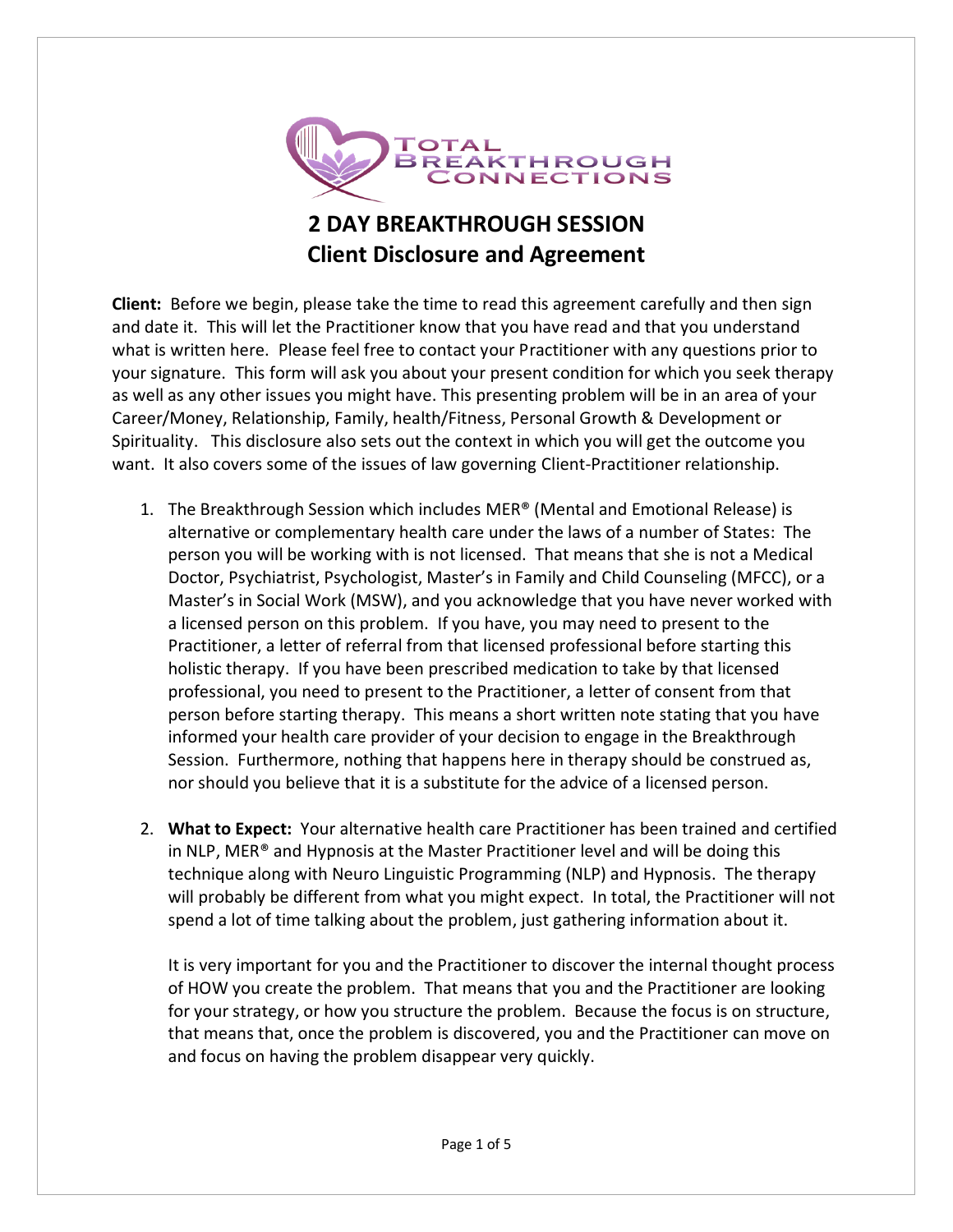# 2 DAY BREAKTHROUGH SESSION
## Client Disclosure and Agreement

**Client:** Before we begin, please take the time to read this agreement carefully and then sign and date it. This will let the Practitioner know that you have read and that you understand what is written here. Please feel free to contact your Practitioner with any questions prior to your signature. This form will ask you about your present condition for which you seek therapy as well as any other issues you might have. This presenting problem will be in an area of your Career/Money, Relationship, Family, health/Fitness, Personal Growth & Development or Spirituality. This disclosure also sets out the context in which you will get the outcome you want. It also covers some of the issues of law governing Client-Practitioner relationship.

1. The Breakthrough Session which includes MER® (Mental and Emotional Release) is alternative or complementary health care under the laws of a number of States: The person you will be working with is not licensed. That means that she is not a Medical Doctor, Psychiatrist, Psychologist, Master's in Family and Child Counseling (MFCC), or a Master's in Social Work (MSW), and you acknowledge that you have never worked with a licensed person on this problem. If you have, you may need to present to the Practitioner, a letter of referral from that licensed professional before starting this holistic therapy. If you have been prescribed medication to take by that licensed professional, you need to present to the Practitioner, a letter of consent from that person before starting therapy. This means a short written note stating that you have informed your health care provider of your decision to engage in the Breakthrough Session. Furthermore, nothing that happens here in therapy should be construed as, nor should you believe that it is a substitute for the advice of a licensed person.

2. **What to Expect:** Your alternative health care Practitioner has been trained and certified in NLP, MER® and Hypnosis at the Master Practitioner level and will be doing this technique along with Neuro Linguistic Programming (NLP) and Hypnosis. The therapy will probably be different from what you might expect. In total, the Practitioner will not spend a lot of time talking about the problem, just gathering information about it.

   It is very important for you and the Practitioner to discover the internal thought process of HOW you create the problem. That means that you and the Practitioner are looking for your strategy, or how you structure the problem. Because the focus is on structure, that means that, once the problem is discovered, you and the Practitioner can move on and focus on having the problem disappear very quickly.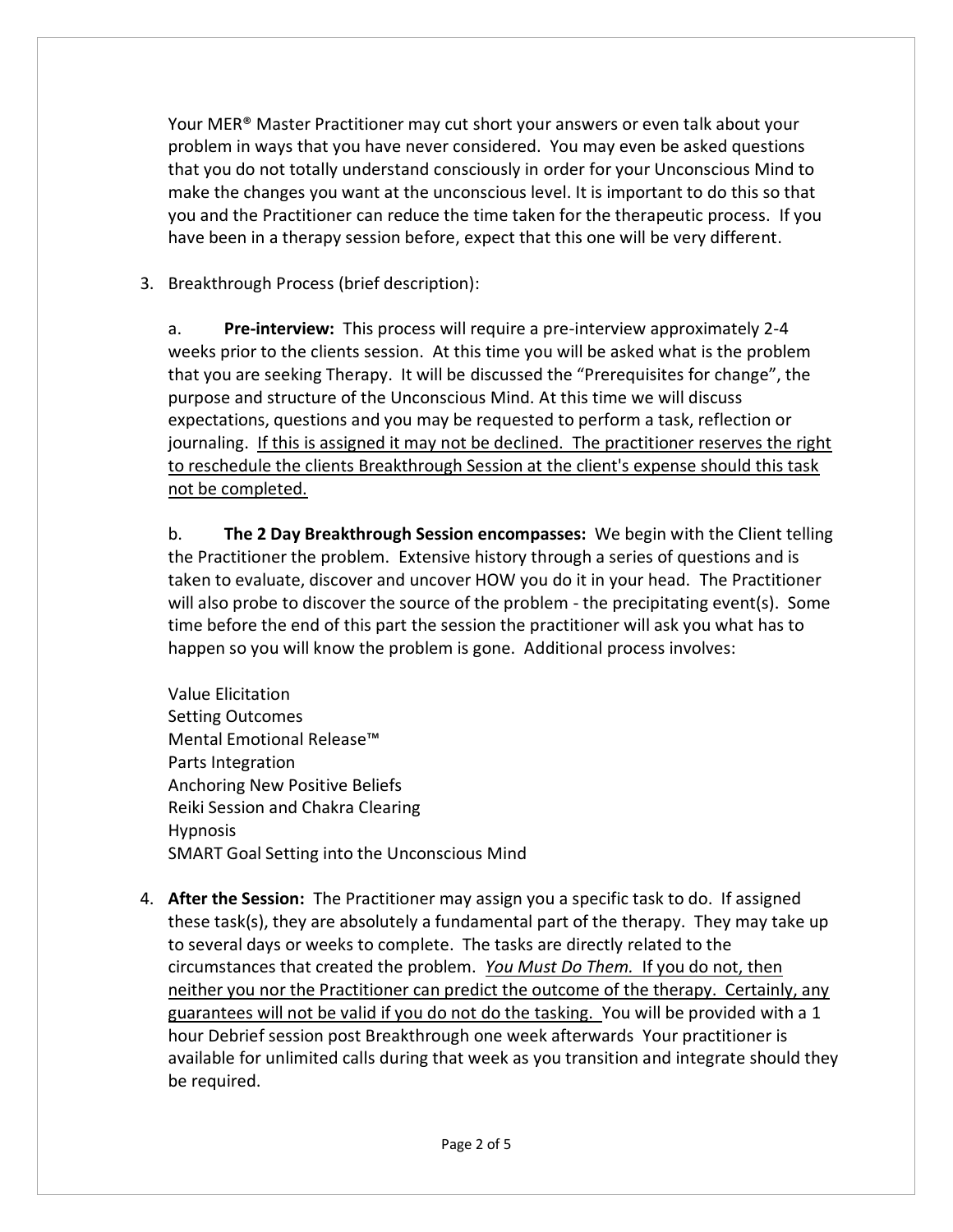Your MER® Master Practitioner may cut short your answers or even talk about your problem in ways that you have never considered. You may even be asked questions that you do not totally understand consciously in order for your Unconscious Mind to make the changes you want at the unconscious level. It is important to do this so that you and the Practitioner can reduce the time taken for the therapeutic process. If you have been in a therapy session before, expect that this one will be very different.

3. Breakthrough Process (brief description):

   a. **Pre-interview:** This process will require a pre-interview approximately 2-4 weeks prior to the clients session. At this time you will be asked what is the problem that you are seeking Therapy. It will be discussed the "Prerequisites for change", the purpose and structure of the Unconscious Mind. At this time we will discuss expectations, questions and you may be requested to perform a task, reflection or journaling. <u>If this is assigned it may not be declined. The practitioner reserves the right to reschedule the clients Breakthrough Session at the client's expense should this task not be completed.</u>

   b. **The 2 Day Breakthrough Session encompasses:** We begin with the Client telling the Practitioner the problem. Extensive history through a series of questions and is taken to evaluate, discover and uncover HOW you do it in your head. The Practitioner will also probe to discover the source of the problem - the precipitating event(s). Some time before the end of this part the session the practitioner will ask you what has to happen so you will know the problem is gone. Additional process involves:

   Value Elicitation
   Setting Outcomes
   Mental Emotional Release™
   Parts Integration
   Anchoring New Positive Beliefs
   Reiki Session and Chakra Clearing
   Hypnosis
   SMART Goal Setting into the Unconscious Mind

4. **After the Session:** The Practitioner may assign you a specific task to do. If assigned these task(s), they are absolutely a fundamental part of the therapy. They may take up to several days or weeks to complete. The tasks are directly related to the circumstances that created the problem. <u>*You Must Do Them.* If you do not, then neither you nor the Practitioner can predict the outcome of the therapy. Certainly, any guarantees will not be valid if you do not do the tasking.</u> You will be provided with a 1 hour Debrief session post Breakthrough one week afterwards Your practitioner is available for unlimited calls during that week as you transition and integrate should they be required.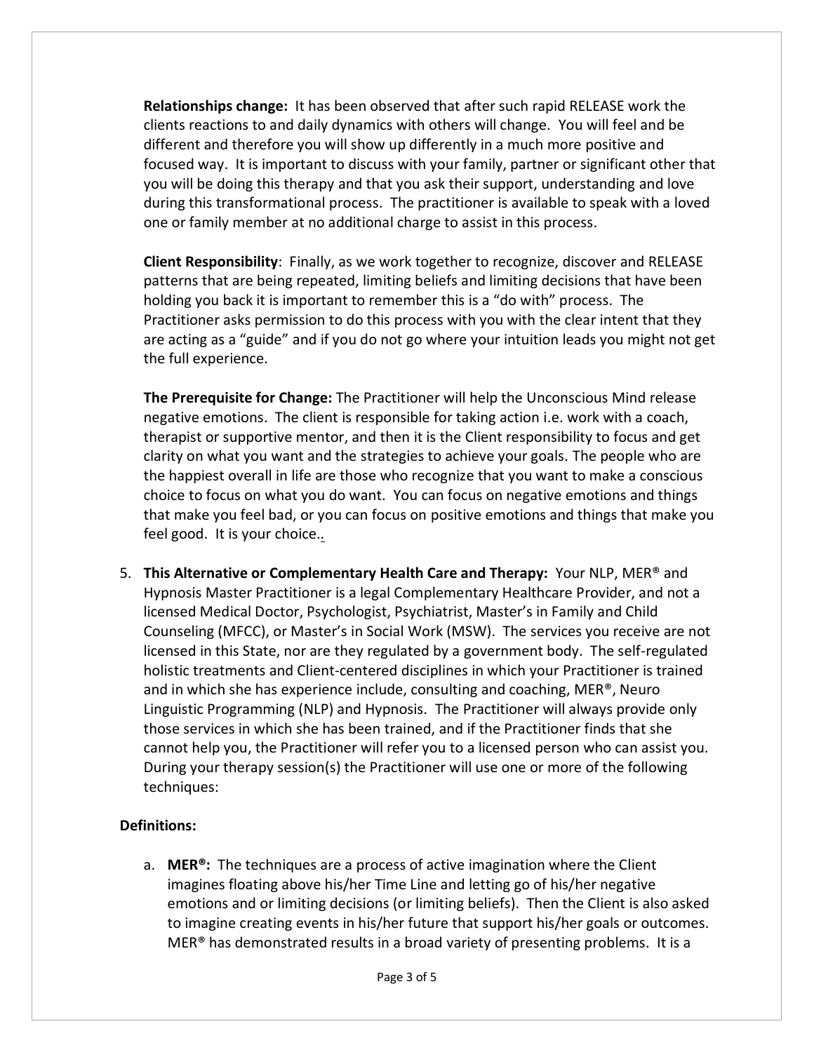**Relationships change:** It has been observed that after such rapid RELEASE work the clients reactions to and daily dynamics with others will change. You will feel and be different and therefore you will show up differently in a much more positive and focused way. It is important to discuss with your family, partner or significant other that you will be doing this therapy and that you ask their support, understanding and love during this transformational process. The practitioner is available to speak with a loved one or family member at no additional charge to assist in this process.

**Client Responsibility**: Finally, as we work together to recognize, discover and RELEASE patterns that are being repeated, limiting beliefs and limiting decisions that have been holding you back it is important to remember this is a "do with" process. The Practitioner asks permission to do this process with you with the clear intent that they are acting as a "guide" and if you do not go where your intuition leads you might not get the full experience.

**The Prerequisite for Change:** The Practitioner will help the Unconscious Mind release negative emotions. The client is responsible for taking action i.e. work with a coach, therapist or supportive mentor, and then it is the Client responsibility to focus and get clarity on what you want and the strategies to achieve your goals. The people who are the happiest overall in life are those who recognize that you want to make a conscious choice to focus on what you do want. You can focus on negative emotions and things that make you feel bad, or you can focus on positive emotions and things that make you feel good. It is your choice..

5. **This Alternative or Complementary Health Care and Therapy:** Your NLP, MER® and Hypnosis Master Practitioner is a legal Complementary Healthcare Provider, and not a licensed Medical Doctor, Psychologist, Psychiatrist, Master's in Family and Child Counseling (MFCC), or Master's in Social Work (MSW). The services you receive are not licensed in this State, nor are they regulated by a government body. The self-regulated holistic treatments and Client-centered disciplines in which your Practitioner is trained and in which she has experience include, consulting and coaching, MER®, Neuro Linguistic Programming (NLP) and Hypnosis. The Practitioner will always provide only those services in which she has been trained, and if the Practitioner finds that she cannot help you, the Practitioner will refer you to a licensed person who can assist you. During your therapy session(s) the Practitioner will use one or more of the following techniques:

**Definitions:**

a. **MER®:** The techniques are a process of active imagination where the Client imagines floating above his/her Time Line and letting go of his/her negative emotions and or limiting decisions (or limiting beliefs). Then the Client is also asked to imagine creating events in his/her future that support his/her goals or outcomes. MER® has demonstrated results in a broad variety of presenting problems. It is a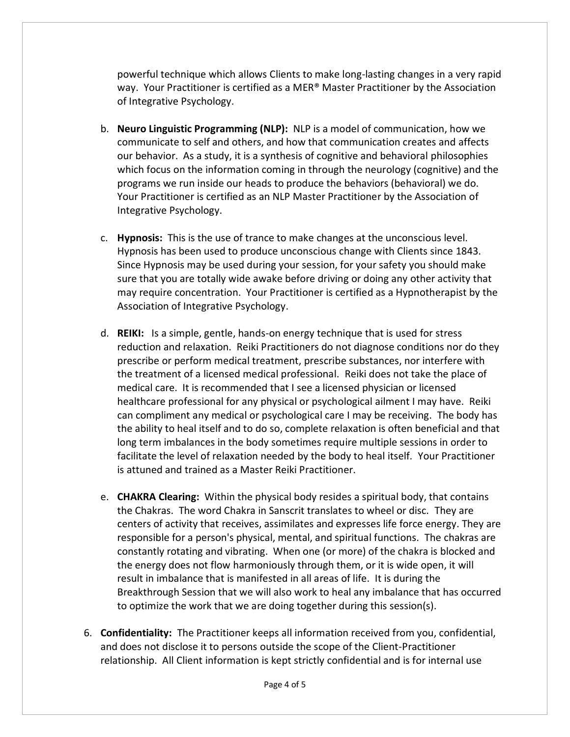powerful technique which allows Clients to make long-lasting changes in a very rapid way. Your Practitioner is certified as a MER® Master Practitioner by the Association of Integrative Psychology.

b. **Neuro Linguistic Programming (NLP):** NLP is a model of communication, how we communicate to self and others, and how that communication creates and affects our behavior. As a study, it is a synthesis of cognitive and behavioral philosophies which focus on the information coming in through the neurology (cognitive) and the programs we run inside our heads to produce the behaviors (behavioral) we do. Your Practitioner is certified as an NLP Master Practitioner by the Association of Integrative Psychology.

c. **Hypnosis:** This is the use of trance to make changes at the unconscious level. Hypnosis has been used to produce unconscious change with Clients since 1843. Since Hypnosis may be used during your session, for your safety you should make sure that you are totally wide awake before driving or doing any other activity that may require concentration. Your Practitioner is certified as a Hypnotherapist by the Association of Integrative Psychology.

d. **REIKI:** Is a simple, gentle, hands-on energy technique that is used for stress reduction and relaxation. Reiki Practitioners do not diagnose conditions nor do they prescribe or perform medical treatment, prescribe substances, nor interfere with the treatment of a licensed medical professional. Reiki does not take the place of medical care. It is recommended that I see a licensed physician or licensed healthcare professional for any physical or psychological ailment I may have. Reiki can compliment any medical or psychological care I may be receiving. The body has the ability to heal itself and to do so, complete relaxation is often beneficial and that long term imbalances in the body sometimes require multiple sessions in order to facilitate the level of relaxation needed by the body to heal itself. Your Practitioner is attuned and trained as a Master Reiki Practitioner.

e. **CHAKRA Clearing:** Within the physical body resides a spiritual body, that contains the Chakras. The word Chakra in Sanscrit translates to wheel or disc. They are centers of activity that receives, assimilates and expresses life force energy. They are responsible for a person's physical, mental, and spiritual functions. The chakras are constantly rotating and vibrating. When one (or more) of the chakra is blocked and the energy does not flow harmoniously through them, or it is wide open, it will result in imbalance that is manifested in all areas of life. It is during the Breakthrough Session that we will also work to heal any imbalance that has occurred to optimize the work that we are doing together during this session(s).

6. **Confidentiality:** The Practitioner keeps all information received from you, confidential, and does not disclose it to persons outside the scope of the Client-Practitioner relationship. All Client information is kept strictly confidential and is for internal use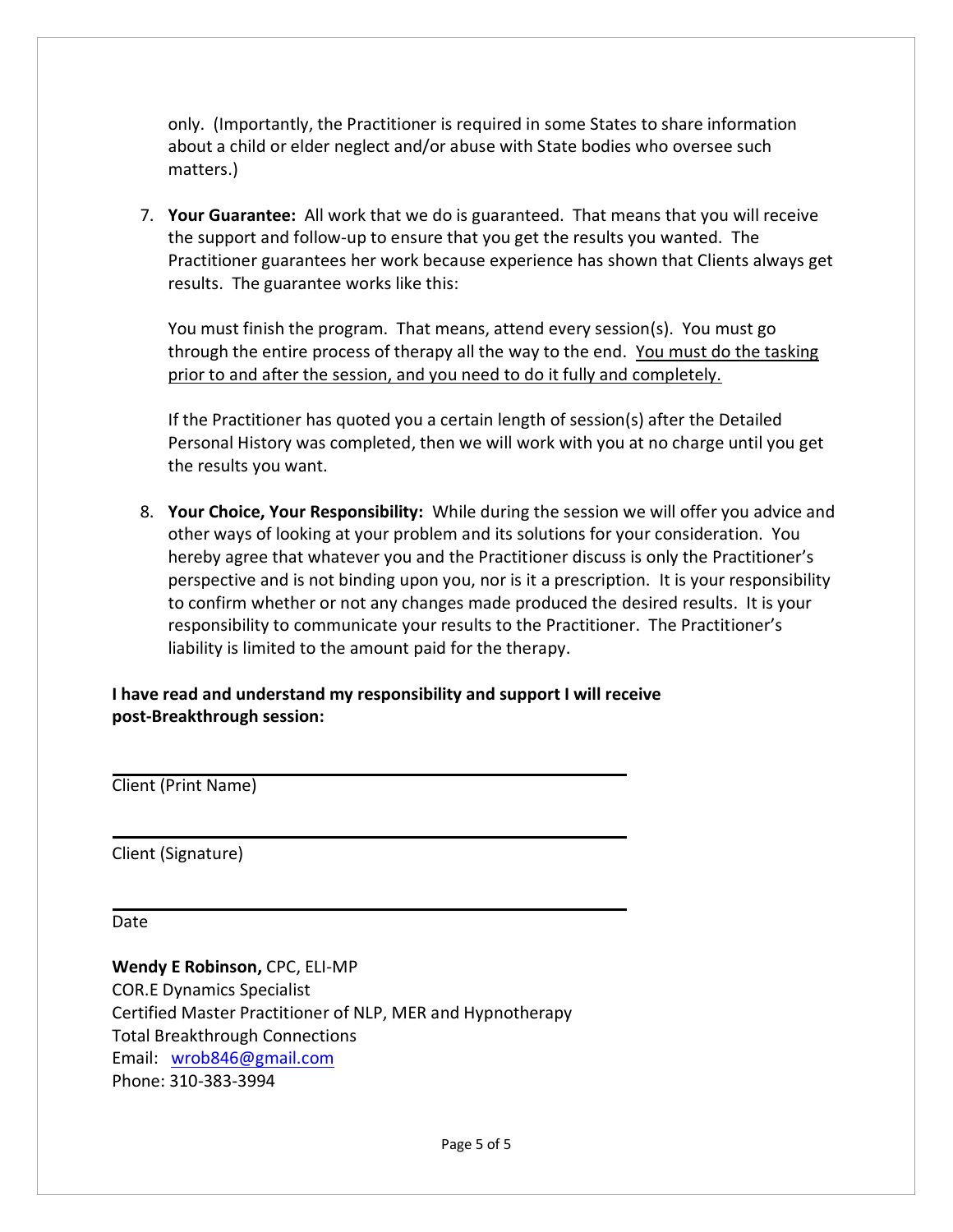only. (Importantly, the Practitioner is required in some States to share information about a child or elder neglect and/or abuse with State bodies who oversee such matters.)

7. **Your Guarantee:** All work that we do is guaranteed. That means that you will receive the support and follow-up to ensure that you get the results you wanted. The Practitioner guarantees her work because experience has shown that Clients always get results. The guarantee works like this:

   You must finish the program. That means, attend every session(s). You must go through the entire process of therapy all the way to the end. <u>You must do the tasking prior to and after the session, and you need to do it fully and completely.</u>

   If the Practitioner has quoted you a certain length of session(s) after the Detailed Personal History was completed, then we will work with you at no charge until you get the results you want.

8. **Your Choice, Your Responsibility:** While during the session we will offer you advice and other ways of looking at your problem and its solutions for your consideration. You hereby agree that whatever you and the Practitioner discuss is only the Practitioner's perspective and is not binding upon you, nor is it a prescription. It is your responsibility to confirm whether or not any changes made produced the desired results. It is your responsibility to communicate your results to the Practitioner. The Practitioner's liability is limited to the amount paid for the therapy.

**I have read and understand my responsibility and support I will receive post-Breakthrough session:**

______________________________
Client (Print Name)

______________________________
Client (Signature)

______________________________
Date

**Wendy E Robinson,** CPC, ELI-MP
COR.E Dynamics Specialist
Certified Master Practitioner of NLP, MER and Hypnotherapy
Total Breakthrough Connections
Email: wrob846@gmail.com
Phone: 310-383-3994